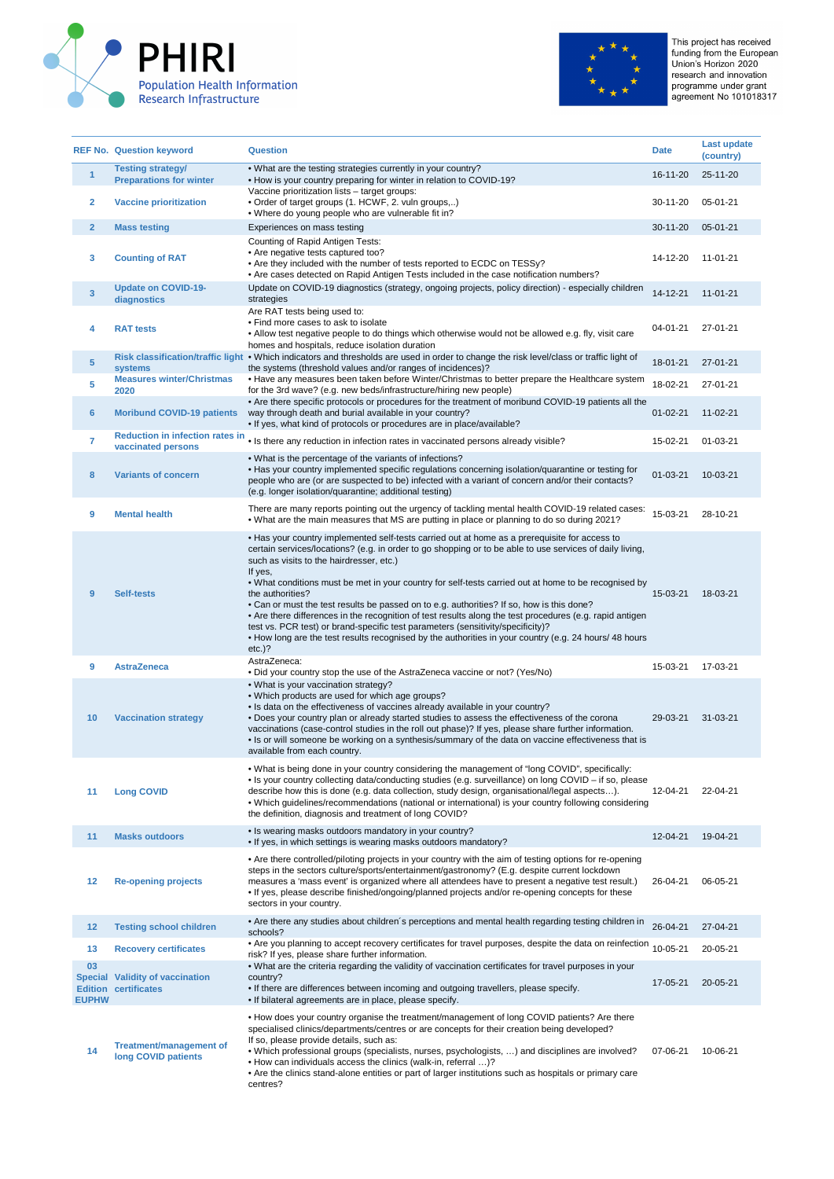PHIRI
Population Health Information
Research Infrastructure

This project has received funding from the European Union's Horizon 2020 research and innovation programme under grant agreement No 101018317

| REF No. | Question keyword | Question | Date | Last update (country) |
|---|---|---|---|---|
| 1 | Testing strategy/ Preparations for winter | • What are the testing strategies currently in your country? • How is your country preparing for winter in relation to COVID-19? | 16-11-20 | 25-11-20 |
| 2 | Vaccine prioritization | Vaccine prioritization lists – target groups: • Order of target groups (1. HCWF, 2. vuln groups,..) • Where do young people who are vulnerable fit in? | 30-11-20 | 05-01-21 |
| 2 | Mass testing | Experiences on mass testing | 30-11-20 | 05-01-21 |
| 3 | Counting of RAT | Counting of Rapid Antigen Tests: • Are negative tests captured too? • Are they included with the number of tests reported to ECDC on TESSy? • Are cases detected on Rapid Antigen Tests included in the case notification numbers? | 14-12-20 | 11-01-21 |
| 3 | Update on COVID-19-diagnostics | Update on COVID-19 diagnostics (strategy, ongoing projects, policy direction) - especially children strategies | 14-12-21 | 11-01-21 |
| 4 | RAT tests | Are RAT tests being used to: • Find more cases to ask to isolate • Allow test negative people to do things which otherwise would not be allowed e.g. fly, visit care homes and hospitals, reduce isolation duration | 04-01-21 | 27-01-21 |
| 5 | Risk classification/traffic light systems | • Which indicators and thresholds are used in order to change the risk level/class or traffic light of the systems (threshold values and/or ranges of incidences)? | 18-01-21 | 27-01-21 |
| 5 | Measures winter/Christmas 2020 | • Have any measures been taken before Winter/Christmas to better prepare the Healthcare system for the 3rd wave? (e.g. new beds/infrastructure/hiring new people) | 18-02-21 | 27-01-21 |
| 6 | Moribund COVID-19 patients | • Are there specific protocols or procedures for the treatment of moribund COVID-19 patients all the way through death and burial available in your country? • If yes, what kind of protocols or procedures are in place/available? | 01-02-21 | 11-02-21 |
| 7 | Reduction in infection rates in vaccinated persons | • Is there any reduction in infection rates in vaccinated persons already visible? | 15-02-21 | 01-03-21 |
| 8 | Variants of concern | • What is the percentage of the variants of infections? • Has your country implemented specific regulations concerning isolation/quarantine or testing for people who are (or are suspected to be) infected with a variant of concern and/or their contacts? (e.g. longer isolation/quarantine; additional testing) | 01-03-21 | 10-03-21 |
| 9 | Mental health | There are many reports pointing out the urgency of tackling mental health COVID-19 related cases: • What are the main measures that MS are putting in place or planning to do so during 2021? | 15-03-21 | 28-10-21 |
| 9 | Self-tests | • Has your country implemented self-tests carried out at home as a prerequisite for access to certain services/locations? (e.g. in order to go shopping or to be able to use services of daily living, such as visits to the hairdresser, etc.) If yes, • What conditions must be met in your country for self-tests carried out at home to be recognised by the authorities? • Can or must the test results be passed on to e.g. authorities? If so, how is this done? • Are there differences in the recognition of test results along the test procedures (e.g. rapid antigen test vs. PCR test) or brand-specific test parameters (sensitivity/specificity)? • How long are the test results recognised by the authorities in your country (e.g. 24 hours/ 48 hours etc.)? | 15-03-21 | 18-03-21 |
| 9 | AstraZeneca | AstraZeneca: • Did your country stop the use of the AstraZeneca vaccine or not? (Yes/No) | 15-03-21 | 17-03-21 |
| 10 | Vaccination strategy | • What is your vaccination strategy? • Which products are used for which age groups? • Is data on the effectiveness of vaccines already available in your country? • Does your country plan or already started studies to assess the effectiveness of the corona vaccinations (case-control studies in the roll out phase)? If yes, please share further information. • Is or will someone be working on a synthesis/summary of the data on vaccine effectiveness that is available from each country. | 29-03-21 | 31-03-21 |
| 11 | Long COVID | • What is being done in your country considering the management of "long COVID", specifically: • Is your country collecting data/conducting studies (e.g. surveillance) on long COVID – if so, please describe how this is done (e.g. data collection, study design, organisational/legal aspects…). • Which guidelines/recommendations (national or international) is your country following considering the definition, diagnosis and treatment of long COVID? | 12-04-21 | 22-04-21 |
| 11 | Masks outdoors | • Is wearing masks outdoors mandatory in your country? • If yes, in which settings is wearing masks outdoors mandatory? | 12-04-21 | 19-04-21 |
| 12 | Re-opening projects | • Are there controlled/piloting projects in your country with the aim of testing options for re-opening steps in the sectors culture/sports/entertainment/gastronomy? (E.g. despite current lockdown measures a 'mass event' is organized where all attendees have to present a negative test result.) • If yes, please describe finished/ongoing/planned projects and/or re-opening concepts for these sectors in your country. | 26-04-21 | 06-05-21 |
| 12 | Testing school children | • Are there any studies about children´s perceptions and mental health regarding testing children in schools? | 26-04-21 | 27-04-21 |
| 13 | Recovery certificates | • Are you planning to accept recovery certificates for travel purposes, despite the data on reinfection risk? If yes, please share further information. | 10-05-21 | 20-05-21 |
| 03 Special Edition EUPHW | Validity of vaccination certificates | • What are the criteria regarding the validity of vaccination certificates for travel purposes in your country? • If there are differences between incoming and outgoing travellers, please specify. • If bilateral agreements are in place, please specify. | 17-05-21 | 20-05-21 |
| 14 | Treatment/management of long COVID patients | • How does your country organise the treatment/management of long COVID patients? Are there specialised clinics/departments/centres or are concepts for their creation being developed? If so, please provide details, such as: • Which professional groups (specialists, nurses, psychologists, …) and disciplines are involved? • How can individuals access the clinics (walk-in, referral …)? • Are the clinics stand-alone entities or part of larger institutions such as hospitals or primary care centres? | 07-06-21 | 10-06-21 |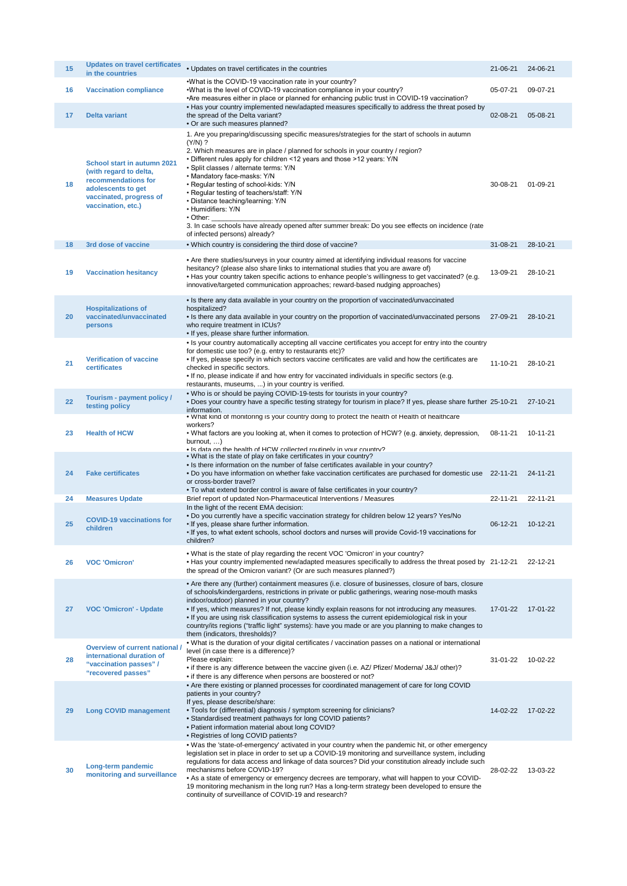| | | | | |
|---|---|---|---|---|
| 15 | **Updates on travel certificates in the countries** | • Updates on travel certificates in the countries | 21-06-21 | 24-06-21 |
| 16 | **Vaccination compliance** | •What is the COVID-19 vaccination rate in your country?<br>•What is the level of COVID-19 vaccination compliance in your country?<br>•Are measures either in place or planned for enhancing public trust in COVID-19 vaccination? | 05-07-21 | 09-07-21 |
| 17 | **Delta variant** | • Has your country implemented new/adapted measures specifically to address the threat posed by the spread of the Delta variant?<br>• Or are such measures planned? | 02-08-21 | 05-08-21 |
| 18 | **School start in autumn 2021 (with regard to delta, recommendations for adolescents to get vaccinated, progress of vaccination, etc.)** | 1. Are you preparing/discussing specific measures/strategies for the start of schools in autumn (Y/N) ?<br>2. Which measures are in place / planned for schools in your country / region?<br>• Different rules apply for children <12 years and those >12 years: Y/N<br>• Split classes / alternate terms: Y/N<br>• Mandatory face-masks: Y/N<br>• Regular testing of school-kids: Y/N<br>• Regular testing of teachers/staff: Y/N<br>• Distance teaching/learning: Y/N<br>• Humidifiers: Y/N<br>• Other: ___________________________________________<br>3. In case schools have already opened after summer break: Do you see effects on incidence (rate of infected persons) already? | 30-08-21 | 01-09-21 |
| 18 | **3rd dose of vaccine** | • Which country is considering the third dose of vaccine? | 31-08-21 | 28-10-21 |
| 19 | **Vaccination hesitancy** | • Are there studies/surveys in your country aimed at identifying individual reasons for vaccine hesitancy? (please also share links to international studies that you are aware of)<br>• Has your country taken specific actions to enhance people's willingness to get vaccinated? (e.g. innovative/targeted communication approaches; reward-based nudging approaches) | 13-09-21 | 28-10-21 |
| 20 | **Hospitalizations of vaccinated/unvaccinated persons** | • Is there any data available in your country on the proportion of vaccinated/unvaccinated hospitalized?<br>• Is there any data available in your country on the proportion of vaccinated/unvaccinated persons who require treatment in ICUs?<br>• If yes, please share further information. | 27-09-21 | 28-10-21 |
| 21 | **Verification of vaccine certificates** | • Is your country automatically accepting all vaccine certificates you accept for entry into the country for domestic use too? (e.g. entry to restaurants etc)?<br>• If yes, please specify in which sectors vaccine certificates are valid and how the certificates are checked in specific sectors.<br>• If no, please indicate if and how entry for vaccinated individuals in specific sectors (e.g. restaurants, museums, ...) in your country is verified. | 11-10-21 | 28-10-21 |
| 22 | **Tourism - payment policy / testing policy** | • Who is or should be paying COVID-19-tests for tourists in your country?<br>• Does your country have a specific testing strategy for tourism in place? If yes, please share further information. | 25-10-21 | 27-10-21 |
| 23 | **Health of HCW** | • What kind of monitoring is your country doing to protect the health of Health of healthcare workers?<br>• What factors are you looking at, when it comes to protection of HCW? (e.g. anxiety, depression, burnout, …)<br>• Is data on the health of HCW collected routinely in your country? | 08-11-21 | 10-11-21 |
| 24 | **Fake certificates** | • What is the state of play on fake certificates in your country?<br>• Is there information on the number of false certificates available in your country?<br>• Do you have information on whether fake vaccination certificates are purchased for domestic use or cross-border travel?<br>• To what extend border control is aware of false certificates in your country? | 22-11-21 | 24-11-21 |
| 24 | **Measures Update** | Brief report of updated Non-Pharmaceutical Interventions / Measures | 22-11-21 | 22-11-21 |
| 25 | **COVID-19 vaccinations for children** | In the light of the recent EMA decision:<br>• Do you currently have a specific vaccination strategy for children below 12 years? Yes/No<br>• If yes, please share further information.<br>• If yes, to what extent schools, school doctors and nurses will provide Covid-19 vaccinations for children? | 06-12-21 | 10-12-21 |
| 26 | **VOC 'Omicron'** | • What is the state of play regarding the recent VOC 'Omicron' in your country?<br>• Has your country implemented new/adapted measures specifically to address the threat posed by the spread of the Omicron variant? (Or are such measures planned?) | 21-12-21 | 22-12-21 |
| 27 | **VOC 'Omicron' - Update** | • Are there any (further) containment measures (i.e. closure of businesses, closure of bars, closure of schools/kindergardens, restrictions in private or public gatherings, wearing nose-mouth masks indoor/outdoor) planned in your country?<br>• If yes, which measures? If not, please kindly explain reasons for not introducing any measures.<br>• If you are using risk classification systems to assess the current epidemiological risk in your country/its regions ("traffic light" systems): have you made or are you planning to make changes to them (indicators, thresholds)? | 17-01-22 | 17-01-22 |
| 28 | **Overview of current national / international duration of "vaccination passes" / "recovered passes"** | • What is the duration of your digital certificates / vaccination passes on a national or international level (in case there is a difference)?<br>Please explain:<br>• if there is any difference between the vaccine given (i.e. AZ/ Pfizer/ Moderna/ J&J/ other)?<br>• if there is any difference when persons are boostered or not? | 31-01-22 | 10-02-22 |
| 29 | **Long COVID management** | • Are there existing or planned processes for coordinated management of care for long COVID patients in your country?<br>If yes, please describe/share:<br>• Tools for (differential) diagnosis / symptom screening for clinicians?<br>• Standardised treatment pathways for long COVID patients?<br>• Patient information material about long COVID?<br>• Registries of long COVID patients? | 14-02-22 | 17-02-22 |
| 30 | **Long-term pandemic monitoring and surveillance** | • Was the 'state-of-emergency' activated in your country when the pandemic hit, or other emergency legislation set in place in order to set up a COVID-19 monitoring and surveillance system, including regulations for data access and linkage of data sources? Did your constitution already include such mechanisms before COVID-19?<br>• As a state of emergency or emergency decrees are temporary, what will happen to your COVID-19 monitoring mechanism in the long run? Has a long-term strategy been developed to ensure the continuity of surveillance of COVID-19 and research? | 28-02-22 | 13-03-22 |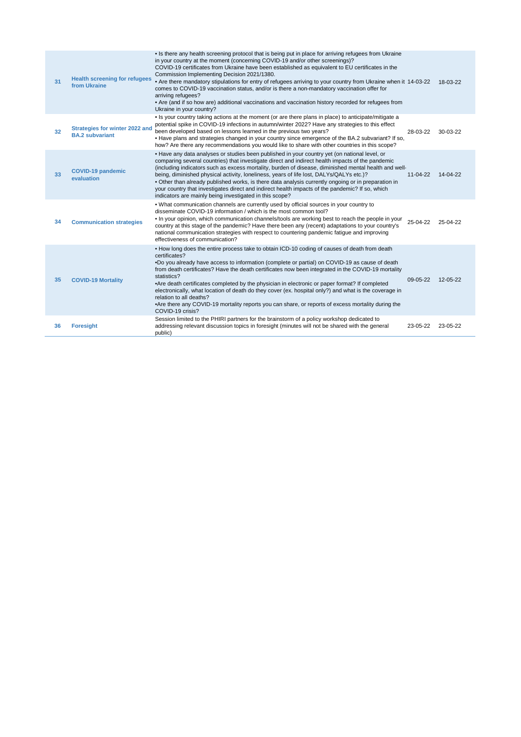| | | | | |
|---|---|---|---|---|
| 31 | **Health screening for refugees from Ukraine** | • Is there any health screening protocol that is being put in place for arriving refugees from Ukraine in your country at the moment (concerning COVID-19 and/or other screenings)?<br>COVID-19 certificates from Ukraine have been established as equivalent to EU certificates in the Commission Implementing Decision 2021/1380.<br>• Are there mandatory stipulations for entry of refugees arriving to your country from Ukraine when it comes to COVID-19 vaccination status, and/or is there a non-mandatory vaccination offer for arriving refugees?<br>• Are (and if so how are) additional vaccinations and vaccination history recorded for refugees from Ukraine in your country? | 14-03-22 | 18-03-22 |
| 32 | **Strategies for winter 2022 and BA.2 subvariant** | • Is your country taking actions at the moment (or are there plans in place) to anticipate/mitigate a potential spike in COVID-19 infections in autumn/winter 2022? Have any strategies to this effect been developed based on lessons learned in the previous two years?<br>• Have plans and strategies changed in your country since emergence of the BA.2 subvariant? If so, how? Are there any recommendations you would like to share with other countries in this scope? | 28-03-22 | 30-03-22 |
| 33 | **COVID-19 pandemic evaluation** | • Have any data analyses or studies been published in your country yet (on national level, or comparing several countries) that investigate direct and indirect health impacts of the pandemic (including indicators such as excess mortality, burden of disease, diminished mental health and well-being, diminished physical activity, loneliness, years of life lost, DALYs/QALYs etc.)?<br>• Other than already published works, is there data analysis currently ongoing or in preparation in your country that investigates direct and indirect health impacts of the pandemic? If so, which indicators are mainly being investigated in this scope? | 11-04-22 | 14-04-22 |
| 34 | **Communication strategies** | • What communication channels are currently used by official sources in your country to disseminate COVID-19 information / which is the most common tool?<br>• In your opinion, which communication channels/tools are working best to reach the people in your country at this stage of the pandemic? Have there been any (recent) adaptations to your country's national communication strategies with respect to countering pandemic fatigue and improving effectiveness of communication? | 25-04-22 | 25-04-22 |
| 35 | **COVID-19 Mortality** | • How long does the entire process take to obtain ICD-10 coding of causes of death from death certificates?<br>•Do you already have access to information (complete or partial) on COVID-19 as cause of death from death certificates? Have the death certificates now been integrated in the COVID-19 mortality statistics?<br>•Are death certificates completed by the physician in electronic or paper format? If completed electronically, what location of death do they cover (ex. hospital only?) and what is the coverage in relation to all deaths?<br>•Are there any COVID-19 mortality reports you can share, or reports of excess mortality during the COVID-19 crisis? | 09-05-22 | 12-05-22 |
| 36 | **Foresight** | Session limited to the PHIRI partners for the brainstorm of a policy workshop dedicated to addressing relevant discussion topics in foresight (minutes will not be shared with the general public) | 23-05-22 | 23-05-22 |